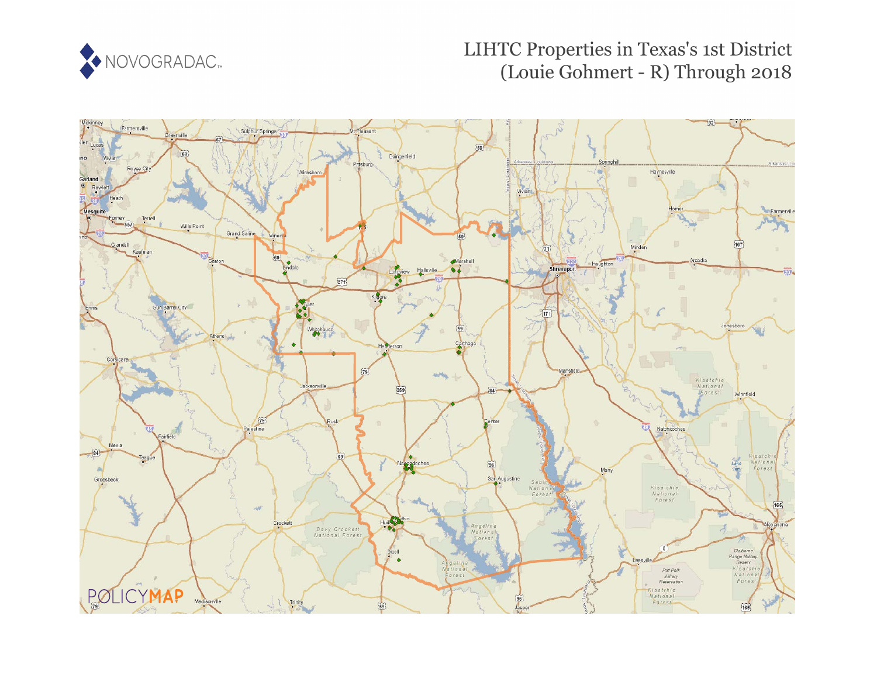# LIHTC Properties in Texas's 1st District (Louie Gohmert - R) Through 2018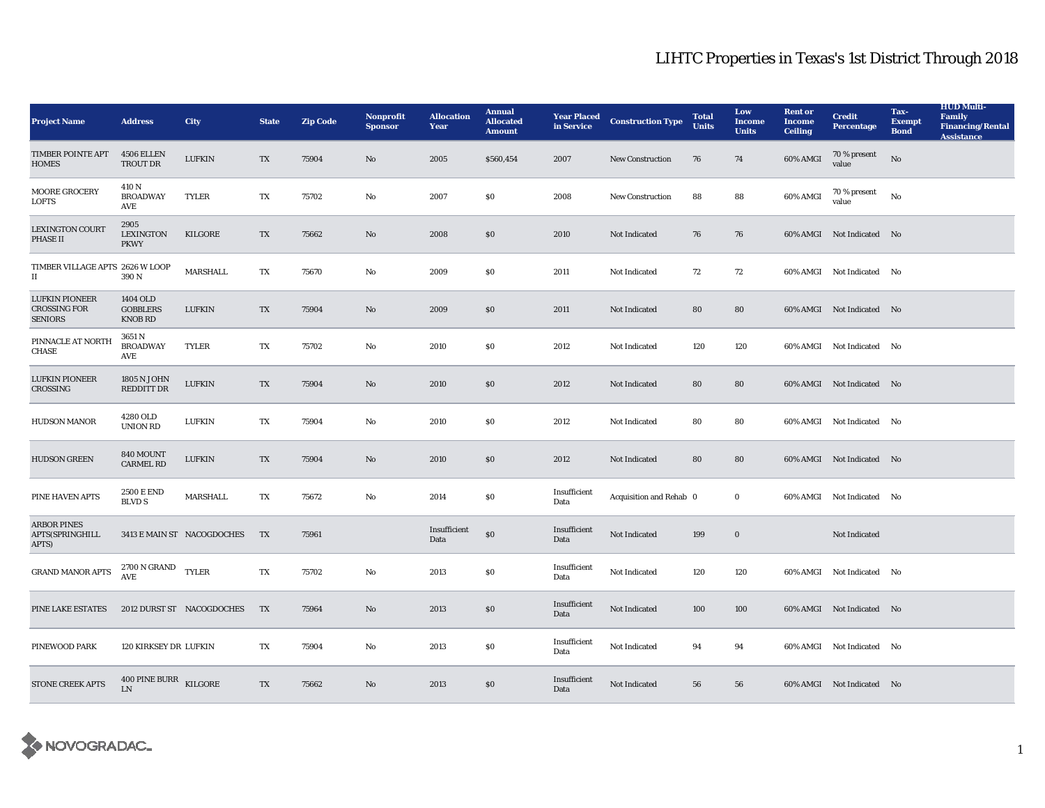# LIHTC Properties in Texas's 1st District Through 2018

| Project Name | Address | City | State | Zip Code | Nonprofit Sponsor | Allocation Year | Annual Allocated Amount | Year Placed in Service | Construction Type | Total Units | Low Income Units | Rent or Income Ceiling | Credit Percentage | Tax-Exempt Bond | HUD Multi-Family Financing/Rental Assistance |
|---|---|---|---|---|---|---|---|---|---|---|---|---|---|---|---|
| TIMBER POINTE APT HOMES | 4506 ELLEN TROUT DR | LUFKIN | TX | 75904 | No | 2005 | $560,454 | 2007 | New Construction | 76 | 74 | 60% AMGI | 70 % present value | No | |
| MOORE GROCERY LOFTS | 410 N BROADWAY AVE | TYLER | TX | 75702 | No | 2007 | $0 | 2008 | New Construction | 88 | 88 | 60% AMGI | 70 % present value | No | |
| LEXINGTON COURT PHASE II | 2905 LEXINGTON PKWY | KILGORE | TX | 75662 | No | 2008 | $0 | 2010 | Not Indicated | 76 | 76 | 60% AMGI | Not Indicated | No | |
| TIMBER VILLAGE APTS II | 2626 W LOOP 390 N | MARSHALL | TX | 75670 | No | 2009 | $0 | 2011 | Not Indicated | 72 | 72 | 60% AMGI | Not Indicated | No | |
| LUFKIN PIONEER CROSSING FOR SENIORS | 1404 OLD GOBBLERS KNOB RD | LUFKIN | TX | 75904 | No | 2009 | $0 | 2011 | Not Indicated | 80 | 80 | 60% AMGI | Not Indicated | No | |
| PINNACLE AT NORTH CHASE | 3651 N BROADWAY AVE | TYLER | TX | 75702 | No | 2010 | $0 | 2012 | Not Indicated | 120 | 120 | 60% AMGI | Not Indicated | No | |
| LUFKIN PIONEER CROSSING | 1805 N JOHN REDDITT DR | LUFKIN | TX | 75904 | No | 2010 | $0 | 2012 | Not Indicated | 80 | 80 | 60% AMGI | Not Indicated | No | |
| HUDSON MANOR | 4280 OLD UNION RD | LUFKIN | TX | 75904 | No | 2010 | $0 | 2012 | Not Indicated | 80 | 80 | 60% AMGI | Not Indicated | No | |
| HUDSON GREEN | 840 MOUNT CARMEL RD | LUFKIN | TX | 75904 | No | 2010 | $0 | 2012 | Not Indicated | 80 | 80 | 60% AMGI | Not Indicated | No | |
| PINE HAVEN APTS | 2500 E END BLVD S | MARSHALL | TX | 75672 | No | 2014 | $0 | Insufficient Data | Acquisition and Rehab | 0 | 0 | 60% AMGI | Not Indicated | No | |
| ARBOR PINES APTS(SPRINGHILL APTS) | 3413 E MAIN ST | NACOGDOCHES | TX | 75961 | | Insufficient Data | $0 | Insufficient Data | Not Indicated | 199 | 0 | | Not Indicated | | |
| GRAND MANOR APTS | 2700 N GRAND AVE | TYLER | TX | 75702 | No | 2013 | $0 | Insufficient Data | Not Indicated | 120 | 120 | 60% AMGI | Not Indicated | No | |
| PINE LAKE ESTATES | 2012 DURST ST | NACOGDOCHES | TX | 75964 | No | 2013 | $0 | Insufficient Data | Not Indicated | 100 | 100 | 60% AMGI | Not Indicated | No | |
| PINEWOOD PARK | 120 KIRKSEY DR | LUFKIN | TX | 75904 | No | 2013 | $0 | Insufficient Data | Not Indicated | 94 | 94 | 60% AMGI | Not Indicated | No | |
| STONE CREEK APTS | 400 PINE BURR LN | KILGORE | TX | 75662 | No | 2013 | $0 | Insufficient Data | Not Indicated | 56 | 56 | 60% AMGI | Not Indicated | No | |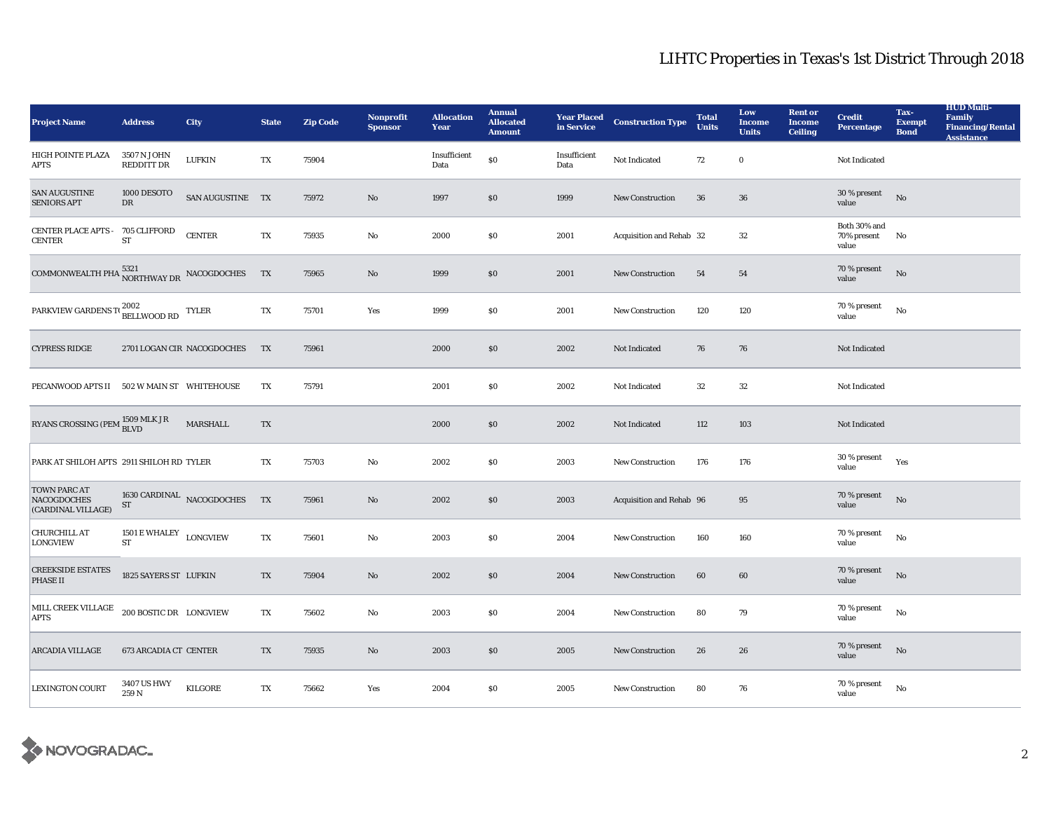# LIHTC Properties in Texas's 1st District Through 2018

| Project Name | Address | City | State | Zip Code | Nonprofit Sponsor | Allocation Year | Annual Allocated Amount | Year Placed in Service | Construction Type | Total Units | Low Income Units | Rent or Income Ceiling | Credit Percentage | Tax-Exempt Bond | HUD Multi-Family Financing/Rental Assistance |
|---|---|---|---|---|---|---|---|---|---|---|---|---|---|---|---|
| HIGH POINTE PLAZA APTS | 3507 N JOHN REDDITT DR | LUFKIN | TX | 75904 | | Insufficient Data | $0 | Insufficient Data | Not Indicated | 72 | 0 | | Not Indicated | | |
| SAN AUGUSTINE SENIORS APT | 1000 DESOTO DR | SAN AUGUSTINE | TX | 75972 | No | 1997 | $0 | 1999 | New Construction | 36 | 36 | | 30 % present value | No | |
| CENTER PLACE APTS - CENTER | 705 CLIFFORD ST | CENTER | TX | 75935 | No | 2000 | $0 | 2001 | Acquisition and Rehab | 32 | 32 | | Both 30% and 70% present value | No | |
| COMMONWEALTH PHA | 5321 NORTHWAY DR | NACOGDOCHES | TX | 75965 | No | 1999 | $0 | 2001 | New Construction | 54 | 54 | | 70 % present value | No | |
| PARKVIEW GARDENS T( | 2002 BELLWOOD RD | TYLER | TX | 75701 | Yes | 1999 | $0 | 2001 | New Construction | 120 | 120 | | 70 % present value | No | |
| CYPRESS RIDGE | 2701 LOGAN CIR | NACOGDOCHES | TX | 75961 | | 2000 | $0 | 2002 | Not Indicated | 76 | 76 | | Not Indicated | | |
| PECANWOOD APTS II | 502 W MAIN ST | WHITEHOUSE | TX | 75791 | | 2001 | $0 | 2002 | Not Indicated | 32 | 32 | | Not Indicated | | |
| RYANS CROSSING (PEM | 1509 MLK JR BLVD | MARSHALL | TX | | | 2000 | $0 | 2002 | Not Indicated | 112 | 103 | | Not Indicated | | |
| PARK AT SHILOH APTS | 2911 SHILOH RD | TYLER | TX | 75703 | No | 2002 | $0 | 2003 | New Construction | 176 | 176 | | 30 % present value | Yes | |
| TOWN PARC AT NACOGDOCHES (CARDINAL VILLAGE) | 1630 CARDINAL ST | NACOGDOCHES | TX | 75961 | No | 2002 | $0 | 2003 | Acquisition and Rehab | 96 | 95 | | 70 % present value | No | |
| CHURCHILL AT LONGVIEW | 1501 E WHALEY ST | LONGVIEW | TX | 75601 | No | 2003 | $0 | 2004 | New Construction | 160 | 160 | | 70 % present value | No | |
| CREEKSIDE ESTATES PHASE II | 1825 SAYERS ST | LUFKIN | TX | 75904 | No | 2002 | $0 | 2004 | New Construction | 60 | 60 | | 70 % present value | No | |
| MILL CREEK VILLAGE APTS | 200 BOSTIC DR | LONGVIEW | TX | 75602 | No | 2003 | $0 | 2004 | New Construction | 80 | 79 | | 70 % present value | No | |
| ARCADIA VILLAGE | 673 ARCADIA CT | CENTER | TX | 75935 | No | 2003 | $0 | 2005 | New Construction | 26 | 26 | | 70 % present value | No | |
| LEXINGTON COURT | 3407 US HWY 259 N | KILGORE | TX | 75662 | Yes | 2004 | $0 | 2005 | New Construction | 80 | 76 | | 70 % present value | No | |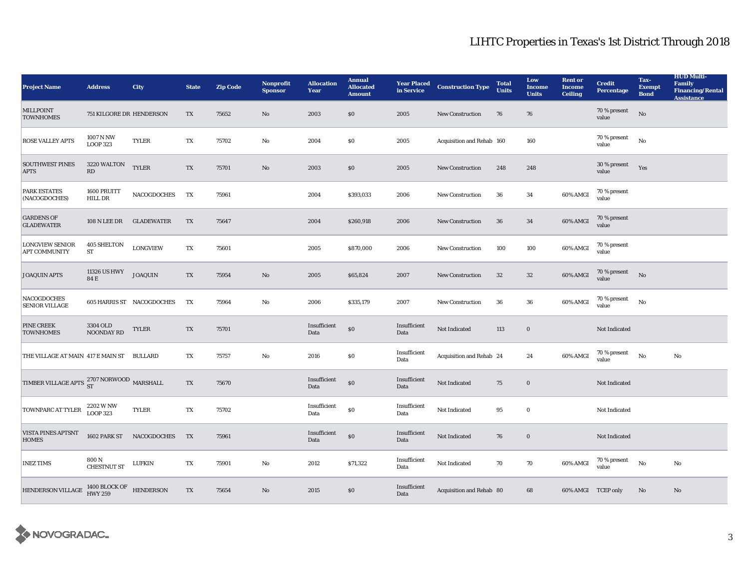## LIHTC Properties in Texas's 1st District Through 2018

| Project Name | Address | City | State | Zip Code | Nonprofit Sponsor | Allocation Year | Annual Allocated Amount | Year Placed in Service | Construction Type | Total Units | Low Income Units | Rent or Income Ceiling | Credit Percentage | Tax-Exempt Bond | HUD Multi-Family Financing/Rental Assistance |
|---|---|---|---|---|---|---|---|---|---|---|---|---|---|---|---|
| MILLPOINT TOWNHOMES | 751 KILGORE DR | HENDERSON | TX | 75652 | No | 2003 | $0 | 2005 | New Construction | 76 | 76 | | 70 % present value | No | |
| ROSE VALLEY APTS | 1007 N NW LOOP 323 | TYLER | TX | 75702 | No | 2004 | $0 | 2005 | Acquisition and Rehab | 160 | 160 | | 70 % present value | No | |
| SOUTHWEST PINES APTS | 3220 WALTON RD | TYLER | TX | 75701 | No | 2003 | $0 | 2005 | New Construction | 248 | 248 | | 30 % present value | Yes | |
| PARK ESTATES (NACOGDOCHES) | 1600 PRUITT HILL DR | NACOGDOCHES | TX | 75961 | | 2004 | $393,033 | 2006 | New Construction | 36 | 34 | 60% AMGI | 70 % present value | | |
| GARDENS OF GLADEWATER | 108 N LEE DR | GLADEWATER | TX | 75647 | | 2004 | $260,918 | 2006 | New Construction | 36 | 34 | 60% AMGI | 70 % present value | | |
| LONGVIEW SENIOR APT COMMUNITY | 405 SHELTON ST | LONGVIEW | TX | 75601 | | 2005 | $870,000 | 2006 | New Construction | 100 | 100 | 60% AMGI | 70 % present value | | |
| JOAQUIN APTS | 11326 US HWY 84 E | JOAQUIN | TX | 75954 | No | 2005 | $65,824 | 2007 | New Construction | 32 | 32 | 60% AMGI | 70 % present value | No | |
| NACOGDOCHES SENIOR VILLAGE | 605 HARRIS ST | NACOGDOCHES | TX | 75964 | No | 2006 | $335,179 | 2007 | New Construction | 36 | 36 | 60% AMGI | 70 % present value | No | |
| PINE CREEK TOWNHOMES | 3304 OLD NOONDAY RD | TYLER | TX | 75701 | | Insufficient Data | $0 | Insufficient Data | Not Indicated | 113 | 0 | | Not Indicated | | |
| THE VILLAGE AT MAIN | 417 E MAIN ST | BULLARD | TX | 75757 | No | 2016 | $0 | Insufficient Data | Acquisition and Rehab | 24 | 24 | 60% AMGI | 70 % present value | No | No |
| TIMBER VILLAGE APTS | 2707 NORWOOD ST | MARSHALL | TX | 75670 | | Insufficient Data | $0 | Insufficient Data | Not Indicated | 75 | 0 | | Not Indicated | | |
| TOWNPARC AT TYLER | 2202 W NW LOOP 323 | TYLER | TX | 75702 | | Insufficient Data | $0 | Insufficient Data | Not Indicated | 95 | 0 | | Not Indicated | | |
| VISTA PINES APTSNT HOMES | 1602 PARK ST | NACOGDOCHES | TX | 75961 | | Insufficient Data | $0 | Insufficient Data | Not Indicated | 76 | 0 | | Not Indicated | | |
| INEZ TIMS | 800 N CHESTNUT ST | LUFKIN | TX | 75901 | No | 2012 | $71,322 | Insufficient Data | Not Indicated | 70 | 70 | 60% AMGI | 70 % present value | No | No |
| HENDERSON VILLAGE | 1400 BLOCK OF HWY 259 | HENDERSON | TX | 75654 | No | 2015 | $0 | Insufficient Data | Acquisition and Rehab | 80 | 68 | 60% AMGI | TCEP only | No | No |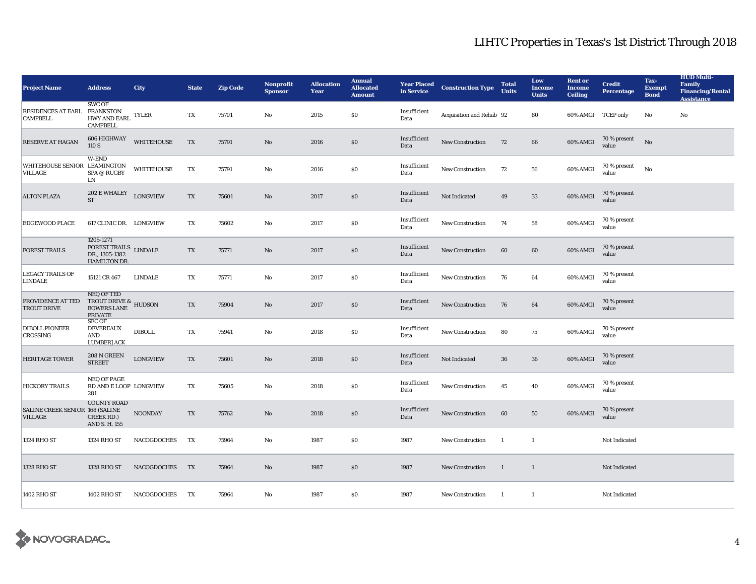# LIHTC Properties in Texas's 1st District Through 2018

| Project Name | Address | City | State | Zip Code | Nonprofit Sponsor | Allocation Year | Annual Allocated Amount | Year Placed in Service | Construction Type | Total Units | Low Income Units | Rent or Income Ceiling | Credit Percentage | Tax-Exempt Bond | HUD Multi-Family Financing/Rental Assistance |
|---|---|---|---|---|---|---|---|---|---|---|---|---|---|---|---|
| RESIDENCES AT EARL CAMPBELL | SWC OF FRANKSTON HWY AND EARL CAMPBELL | TYLER | TX | 75701 | No | 2015 | $0 | Insufficient Data | Acquisition and Rehab | 92 | 80 | 60% AMGI | TCEP only | No | No |
| RESERVE AT HAGAN | 606 HIGHWAY 110 S | WHITEHOUSE | TX | 75791 | No | 2016 | $0 | Insufficient Data | New Construction | 72 | 66 | 60% AMGI | 70 % present value | No | |
| WHITEHOUSE SENIOR VILLAGE | W-END LEAMINGTON SPA @ RUGBY LN | WHITEHOUSE | TX | 75791 | No | 2016 | $0 | Insufficient Data | New Construction | 72 | 56 | 60% AMGI | 70 % present value | No | |
| ALTON PLAZA | 202 E WHALEY ST | LONGVIEW | TX | 75601 | No | 2017 | $0 | Insufficient Data | Not Indicated | 49 | 33 | 60% AMGI | 70 % present value | | |
| EDGEWOOD PLACE | 617 CLINIC DR. | LONGVIEW | TX | 75602 | No | 2017 | $0 | Insufficient Data | New Construction | 74 | 58 | 60% AMGI | 70 % present value | | |
| FOREST TRAILS | 1205-1271 FOREST TRAILS DR., 1305-1382 HAMILTON DR. | LINDALE | TX | 75771 | No | 2017 | $0 | Insufficient Data | New Construction | 60 | 60 | 60% AMGI | 70 % present value | | |
| LEGACY TRAILS OF LINDALE | 15121 CR 467 | LINDALE | TX | 75771 | No | 2017 | $0 | Insufficient Data | New Construction | 76 | 64 | 60% AMGI | 70 % present value | | |
| PROVIDENCE AT TED TROUT DRIVE | NEQ OF TED TROUT DRIVE & BOWERS LANE PRIVATE | HUDSON | TX | 75904 | No | 2017 | $0 | Insufficient Data | New Construction | 76 | 64 | 60% AMGI | 70 % present value | | |
| DIBOLL PIONEER CROSSING | SEC OF DEVEREAUX AND LUMBERJACK | DIBOLL | TX | 75941 | No | 2018 | $0 | Insufficient Data | New Construction | 80 | 75 | 60% AMGI | 70 % present value | | |
| HERITAGE TOWER | 208 N GREEN STREET | LONGVIEW | TX | 75601 | No | 2018 | $0 | Insufficient Data | Not Indicated | 36 | 36 | 60% AMGI | 70 % present value | | |
| HICKORY TRAILS | NEQ OF PAGE RD AND E LOOP 281 | LONGVIEW | TX | 75605 | No | 2018 | $0 | Insufficient Data | New Construction | 45 | 40 | 60% AMGI | 70 % present value | | |
| SALINE CREEK SENIOR VILLAGE | COUNTY ROAD 168 (SALINE CREEK RD.) AND S. H. 155 | NOONDAY | TX | 75762 | No | 2018 | $0 | Insufficient Data | New Construction | 60 | 50 | 60% AMGI | 70 % present value | | |
| 1324 RHO ST | 1324 RHO ST | NACOGDOCHES | TX | 75964 | No | 1987 | $0 | 1987 | New Construction | 1 | 1 | | Not Indicated | | |
| 1328 RHO ST | 1328 RHO ST | NACOGDOCHES | TX | 75964 | No | 1987 | $0 | 1987 | New Construction | 1 | 1 | | Not Indicated | | |
| 1402 RHO ST | 1402 RHO ST | NACOGDOCHES | TX | 75964 | No | 1987 | $0 | 1987 | New Construction | 1 | 1 | | Not Indicated | | |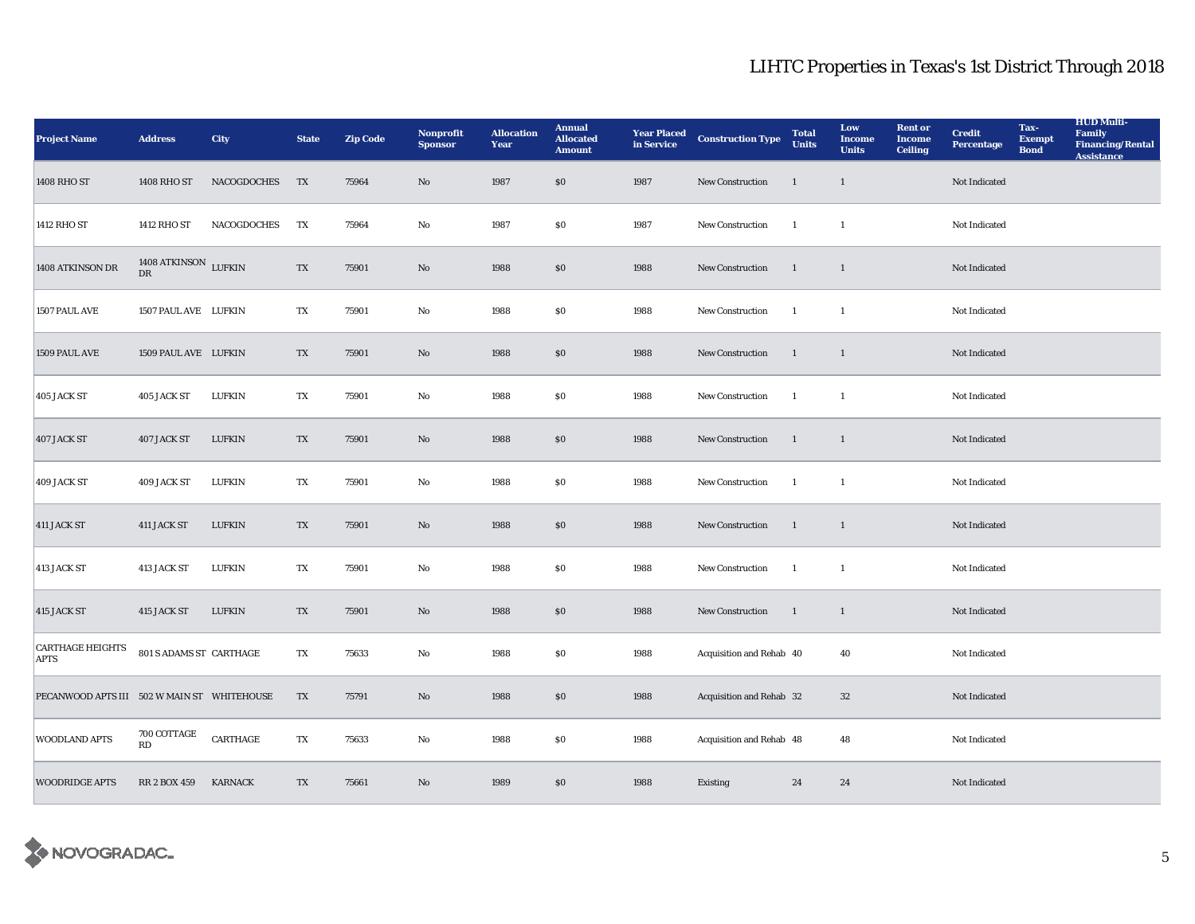# LIHTC Properties in Texas's 1st District Through 2018

| Project Name | Address | City | State | Zip Code | Nonprofit Sponsor | Allocation Year | Annual Allocated Amount | Year Placed in Service | Construction Type | Total Units | Low Income Units | Rent or Income Ceiling | Credit Percentage | Tax-Exempt Bond | HUD Multi-Family Financing/Rental Assistance |
|---|---|---|---|---|---|---|---|---|---|---|---|---|---|---|---|
| 1408 RHO ST | 1408 RHO ST | NACOGDOCHES | TX | 75964 | No | 1987 | $0 | 1987 | New Construction | 1 | 1 | | Not Indicated | | |
| 1412 RHO ST | 1412 RHO ST | NACOGDOCHES | TX | 75964 | No | 1987 | $0 | 1987 | New Construction | 1 | 1 | | Not Indicated | | |
| 1408 ATKINSON DR | 1408 ATKINSON DR | LUFKIN | TX | 75901 | No | 1988 | $0 | 1988 | New Construction | 1 | 1 | | Not Indicated | | |
| 1507 PAUL AVE | 1507 PAUL AVE | LUFKIN | TX | 75901 | No | 1988 | $0 | 1988 | New Construction | 1 | 1 | | Not Indicated | | |
| 1509 PAUL AVE | 1509 PAUL AVE | LUFKIN | TX | 75901 | No | 1988 | $0 | 1988 | New Construction | 1 | 1 | | Not Indicated | | |
| 405 JACK ST | 405 JACK ST | LUFKIN | TX | 75901 | No | 1988 | $0 | 1988 | New Construction | 1 | 1 | | Not Indicated | | |
| 407 JACK ST | 407 JACK ST | LUFKIN | TX | 75901 | No | 1988 | $0 | 1988 | New Construction | 1 | 1 | | Not Indicated | | |
| 409 JACK ST | 409 JACK ST | LUFKIN | TX | 75901 | No | 1988 | $0 | 1988 | New Construction | 1 | 1 | | Not Indicated | | |
| 411 JACK ST | 411 JACK ST | LUFKIN | TX | 75901 | No | 1988 | $0 | 1988 | New Construction | 1 | 1 | | Not Indicated | | |
| 413 JACK ST | 413 JACK ST | LUFKIN | TX | 75901 | No | 1988 | $0 | 1988 | New Construction | 1 | 1 | | Not Indicated | | |
| 415 JACK ST | 415 JACK ST | LUFKIN | TX | 75901 | No | 1988 | $0 | 1988 | New Construction | 1 | 1 | | Not Indicated | | |
| CARTHAGE HEIGHTS APTS | 801 S ADAMS ST | CARTHAGE | TX | 75633 | No | 1988 | $0 | 1988 | Acquisition and Rehab | 40 | 40 | | Not Indicated | | |
| PECANWOOD APTS III | 502 W MAIN ST | WHITEHOUSE | TX | 75791 | No | 1988 | $0 | 1988 | Acquisition and Rehab | 32 | 32 | | Not Indicated | | |
| WOODLAND APTS | 700 COTTAGE RD | CARTHAGE | TX | 75633 | No | 1988 | $0 | 1988 | Acquisition and Rehab | 48 | 48 | | Not Indicated | | |
| WOODRIDGE APTS | RR 2 BOX 459 | KARNACK | TX | 75661 | No | 1989 | $0 | 1988 | Existing | 24 | 24 | | Not Indicated | | |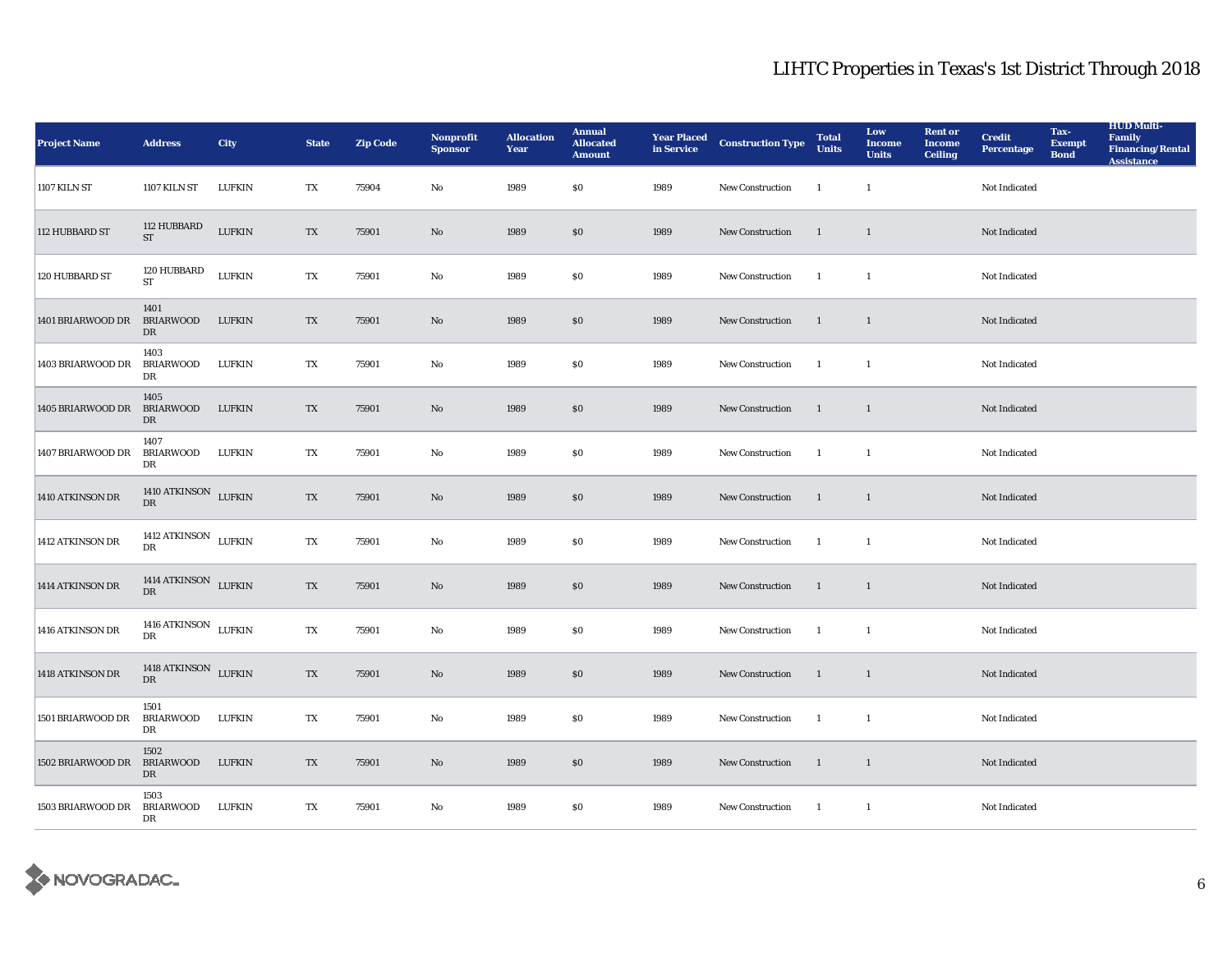# LIHTC Properties in Texas's 1st District Through 2018

| Project Name | Address | City | State | Zip Code | Nonprofit Sponsor | Allocation Year | Annual Allocated Amount | Year Placed in Service | Construction Type | Total Units | Low Income Units | Rent or Income Ceiling | Credit Percentage | Tax-Exempt Bond | HUD Multi-Family Financing/Rental Assistance |
|---|---|---|---|---|---|---|---|---|---|---|---|---|---|---|---|
| 1107 KILN ST | 1107 KILN ST | LUFKIN | TX | 75904 | No | 1989 | $0 | 1989 | New Construction | 1 | 1 | | Not Indicated | | |
| 112 HUBBARD ST | 112 HUBBARD ST | LUFKIN | TX | 75901 | No | 1989 | $0 | 1989 | New Construction | 1 | 1 | | Not Indicated | | |
| 120 HUBBARD ST | 120 HUBBARD ST | LUFKIN | TX | 75901 | No | 1989 | $0 | 1989 | New Construction | 1 | 1 | | Not Indicated | | |
| 1401 BRIARWOOD DR | 1401 BRIARWOOD DR | LUFKIN | TX | 75901 | No | 1989 | $0 | 1989 | New Construction | 1 | 1 | | Not Indicated | | |
| 1403 BRIARWOOD DR | 1403 BRIARWOOD DR | LUFKIN | TX | 75901 | No | 1989 | $0 | 1989 | New Construction | 1 | 1 | | Not Indicated | | |
| 1405 BRIARWOOD DR | 1405 BRIARWOOD DR | LUFKIN | TX | 75901 | No | 1989 | $0 | 1989 | New Construction | 1 | 1 | | Not Indicated | | |
| 1407 BRIARWOOD DR | 1407 BRIARWOOD DR | LUFKIN | TX | 75901 | No | 1989 | $0 | 1989 | New Construction | 1 | 1 | | Not Indicated | | |
| 1410 ATKINSON DR | 1410 ATKINSON DR | LUFKIN | TX | 75901 | No | 1989 | $0 | 1989 | New Construction | 1 | 1 | | Not Indicated | | |
| 1412 ATKINSON DR | 1412 ATKINSON DR | LUFKIN | TX | 75901 | No | 1989 | $0 | 1989 | New Construction | 1 | 1 | | Not Indicated | | |
| 1414 ATKINSON DR | 1414 ATKINSON DR | LUFKIN | TX | 75901 | No | 1989 | $0 | 1989 | New Construction | 1 | 1 | | Not Indicated | | |
| 1416 ATKINSON DR | 1416 ATKINSON DR | LUFKIN | TX | 75901 | No | 1989 | $0 | 1989 | New Construction | 1 | 1 | | Not Indicated | | |
| 1418 ATKINSON DR | 1418 ATKINSON DR | LUFKIN | TX | 75901 | No | 1989 | $0 | 1989 | New Construction | 1 | 1 | | Not Indicated | | |
| 1501 BRIARWOOD DR | 1501 BRIARWOOD DR | LUFKIN | TX | 75901 | No | 1989 | $0 | 1989 | New Construction | 1 | 1 | | Not Indicated | | |
| 1502 BRIARWOOD DR | 1502 BRIARWOOD DR | LUFKIN | TX | 75901 | No | 1989 | $0 | 1989 | New Construction | 1 | 1 | | Not Indicated | | |
| 1503 BRIARWOOD DR | 1503 BRIARWOOD DR | LUFKIN | TX | 75901 | No | 1989 | $0 | 1989 | New Construction | 1 | 1 | | Not Indicated | | |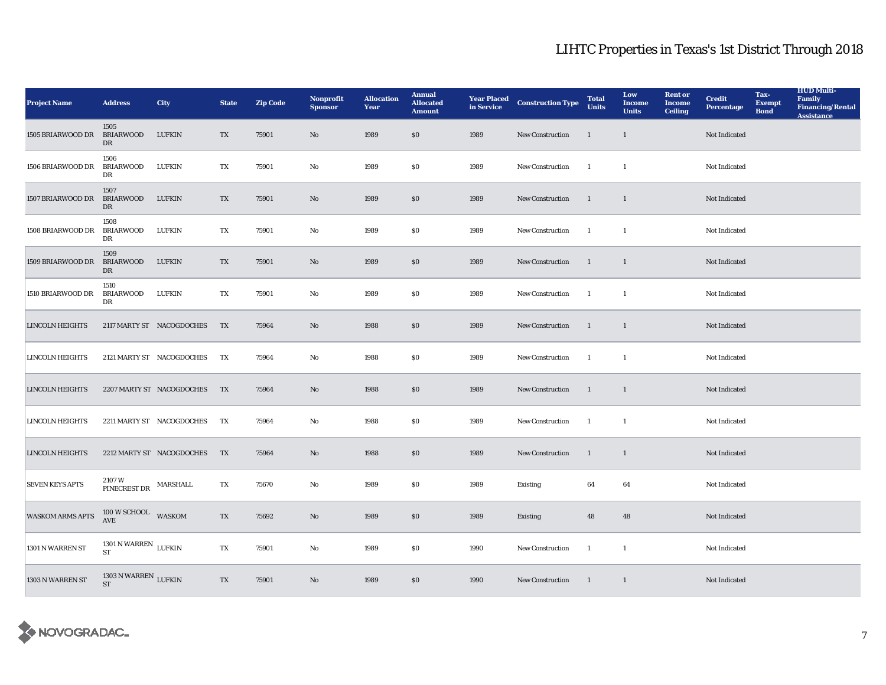# LIHTC Properties in Texas's 1st District Through 2018

| Project Name | Address | City | State | Zip Code | Nonprofit Sponsor | Allocation Year | Annual Allocated Amount | Year Placed in Service | Construction Type | Total Units | Low Income Units | Rent or Income Ceiling | Credit Percentage | Tax-Exempt Bond | HUD Multi-Family Financing/Rental Assistance |
|---|---|---|---|---|---|---|---|---|---|---|---|---|---|---|---|
| 1505 BRIARWOOD DR | 1505 BRIARWOOD DR | LUFKIN | TX | 75901 | No | 1989 | $0 | 1989 | New Construction | 1 | 1 | | Not Indicated | | |
| 1506 BRIARWOOD DR | 1506 BRIARWOOD DR | LUFKIN | TX | 75901 | No | 1989 | $0 | 1989 | New Construction | 1 | 1 | | Not Indicated | | |
| 1507 BRIARWOOD DR | 1507 BRIARWOOD DR | LUFKIN | TX | 75901 | No | 1989 | $0 | 1989 | New Construction | 1 | 1 | | Not Indicated | | |
| 1508 BRIARWOOD DR | 1508 BRIARWOOD DR | LUFKIN | TX | 75901 | No | 1989 | $0 | 1989 | New Construction | 1 | 1 | | Not Indicated | | |
| 1509 BRIARWOOD DR | 1509 BRIARWOOD DR | LUFKIN | TX | 75901 | No | 1989 | $0 | 1989 | New Construction | 1 | 1 | | Not Indicated | | |
| 1510 BRIARWOOD DR | 1510 BRIARWOOD DR | LUFKIN | TX | 75901 | No | 1989 | $0 | 1989 | New Construction | 1 | 1 | | Not Indicated | | |
| LINCOLN HEIGHTS | 2117 MARTY ST | NACOGDOCHES | TX | 75964 | No | 1988 | $0 | 1989 | New Construction | 1 | 1 | | Not Indicated | | |
| LINCOLN HEIGHTS | 2121 MARTY ST | NACOGDOCHES | TX | 75964 | No | 1988 | $0 | 1989 | New Construction | 1 | 1 | | Not Indicated | | |
| LINCOLN HEIGHTS | 2207 MARTY ST | NACOGDOCHES | TX | 75964 | No | 1988 | $0 | 1989 | New Construction | 1 | 1 | | Not Indicated | | |
| LINCOLN HEIGHTS | 2211 MARTY ST | NACOGDOCHES | TX | 75964 | No | 1988 | $0 | 1989 | New Construction | 1 | 1 | | Not Indicated | | |
| LINCOLN HEIGHTS | 2212 MARTY ST | NACOGDOCHES | TX | 75964 | No | 1988 | $0 | 1989 | New Construction | 1 | 1 | | Not Indicated | | |
| SEVEN KEYS APTS | 2107 W PINECREST DR | MARSHALL | TX | 75670 | No | 1989 | $0 | 1989 | Existing | 64 | 64 | | Not Indicated | | |
| WASKOM ARMS APTS | 100 W SCHOOL AVE | WASKOM | TX | 75692 | No | 1989 | $0 | 1989 | Existing | 48 | 48 | | Not Indicated | | |
| 1301 N WARREN ST | 1301 N WARREN ST | LUFKIN | TX | 75901 | No | 1989 | $0 | 1990 | New Construction | 1 | 1 | | Not Indicated | | |
| 1303 N WARREN ST | 1303 N WARREN ST | LUFKIN | TX | 75901 | No | 1989 | $0 | 1990 | New Construction | 1 | 1 | | Not Indicated | | |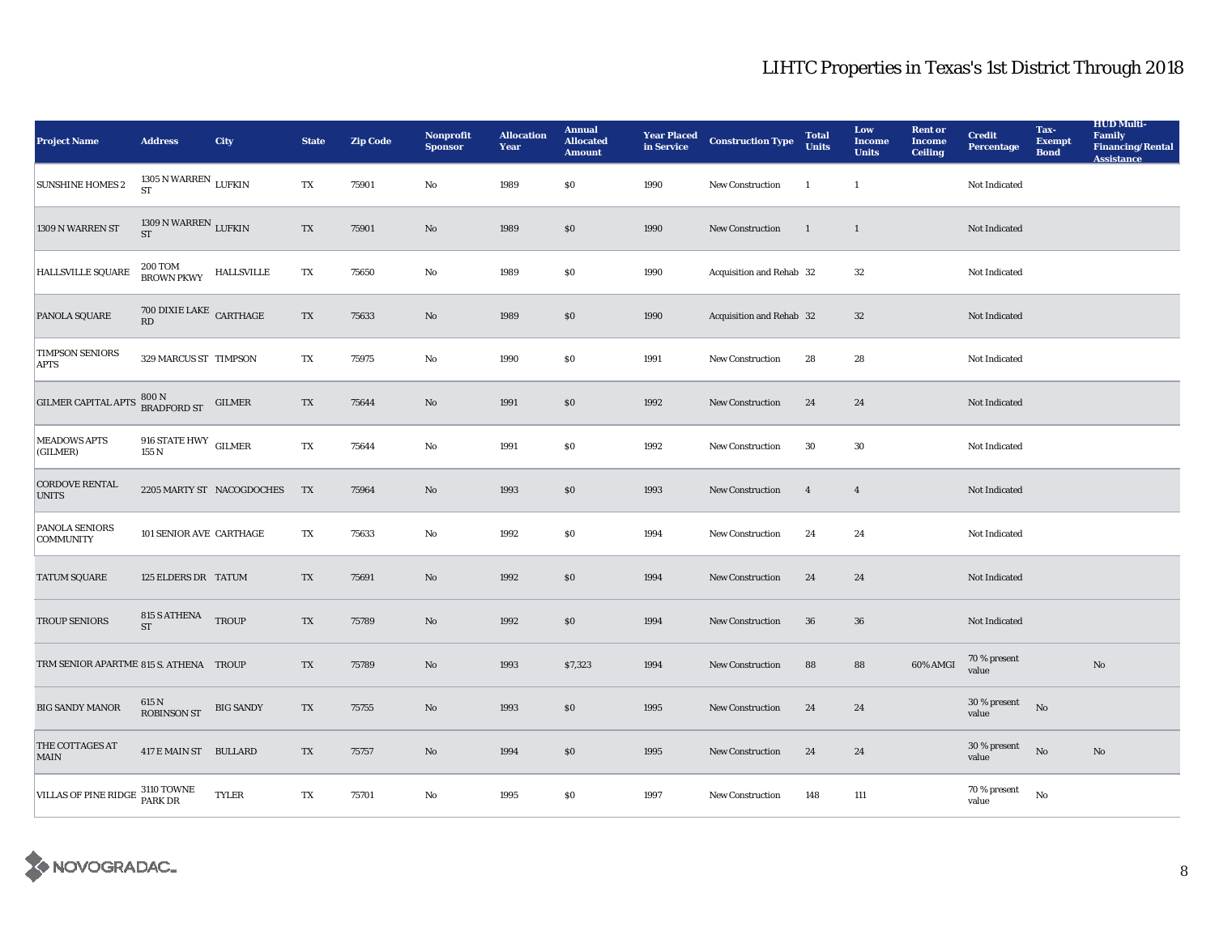# LIHTC Properties in Texas's 1st District Through 2018

| Project Name | Address | City | State | Zip Code | Nonprofit Sponsor | Allocation Year | Annual Allocated Amount | Year Placed in Service | Construction Type | Total Units | Low Income Units | Rent or Income Ceiling | Credit Percentage | Tax-Exempt Bond | HUD Multi-Family Financing/Rental Assistance |
|---|---|---|---|---|---|---|---|---|---|---|---|---|---|---|---|
| SUNSHINE HOMES 2 | 1305 N WARREN ST | LUFKIN | TX | 75901 | No | 1989 | $0 | 1990 | New Construction | 1 | 1 | | Not Indicated | | |
| 1309 N WARREN ST | 1309 N WARREN ST | LUFKIN | TX | 75901 | No | 1989 | $0 | 1990 | New Construction | 1 | 1 | | Not Indicated | | |
| HALLSVILLE SQUARE | 200 TOM BROWN PKWY | HALLSVILLE | TX | 75650 | No | 1989 | $0 | 1990 | Acquisition and Rehab | 32 | 32 | | Not Indicated | | |
| PANOLA SQUARE | 700 DIXIE LAKE RD | CARTHAGE | TX | 75633 | No | 1989 | $0 | 1990 | Acquisition and Rehab | 32 | 32 | | Not Indicated | | |
| TIMPSON SENIORS APTS | 329 MARCUS ST | TIMPSON | TX | 75975 | No | 1990 | $0 | 1991 | New Construction | 28 | 28 | | Not Indicated | | |
| GILMER CAPITAL APTS | 800 N BRADFORD ST | GILMER | TX | 75644 | No | 1991 | $0 | 1992 | New Construction | 24 | 24 | | Not Indicated | | |
| MEADOWS APTS (GILMER) | 916 STATE HWY 155 N | GILMER | TX | 75644 | No | 1991 | $0 | 1992 | New Construction | 30 | 30 | | Not Indicated | | |
| CORDOVE RENTAL UNITS | 2205 MARTY ST | NACOGDOCHES | TX | 75964 | No | 1993 | $0 | 1993 | New Construction | 4 | 4 | | Not Indicated | | |
| PANOLA SENIORS COMMUNITY | 101 SENIOR AVE | CARTHAGE | TX | 75633 | No | 1992 | $0 | 1994 | New Construction | 24 | 24 | | Not Indicated | | |
| TATUM SQUARE | 125 ELDERS DR | TATUM | TX | 75691 | No | 1992 | $0 | 1994 | New Construction | 24 | 24 | | Not Indicated | | |
| TROUP SENIORS | 815 S ATHENA ST | TROUP | TX | 75789 | No | 1992 | $0 | 1994 | New Construction | 36 | 36 | | Not Indicated | | |
| TRM SENIOR APARTME | 815 S. ATHENA | TROUP | TX | 75789 | No | 1993 | $7,323 | 1994 | New Construction | 88 | 88 | 60% AMGI | 70 % present value | | No |
| BIG SANDY MANOR | 615 N ROBINSON ST | BIG SANDY | TX | 75755 | No | 1993 | $0 | 1995 | New Construction | 24 | 24 | | 30 % present value | No | |
| THE COTTAGES AT MAIN | 417 E MAIN ST | BULLARD | TX | 75757 | No | 1994 | $0 | 1995 | New Construction | 24 | 24 | | 30 % present value | No | No |
| VILLAS OF PINE RIDGE | 3110 TOWNE PARK DR | TYLER | TX | 75701 | No | 1995 | $0 | 1997 | New Construction | 148 | 111 | | 70 % present value | No | |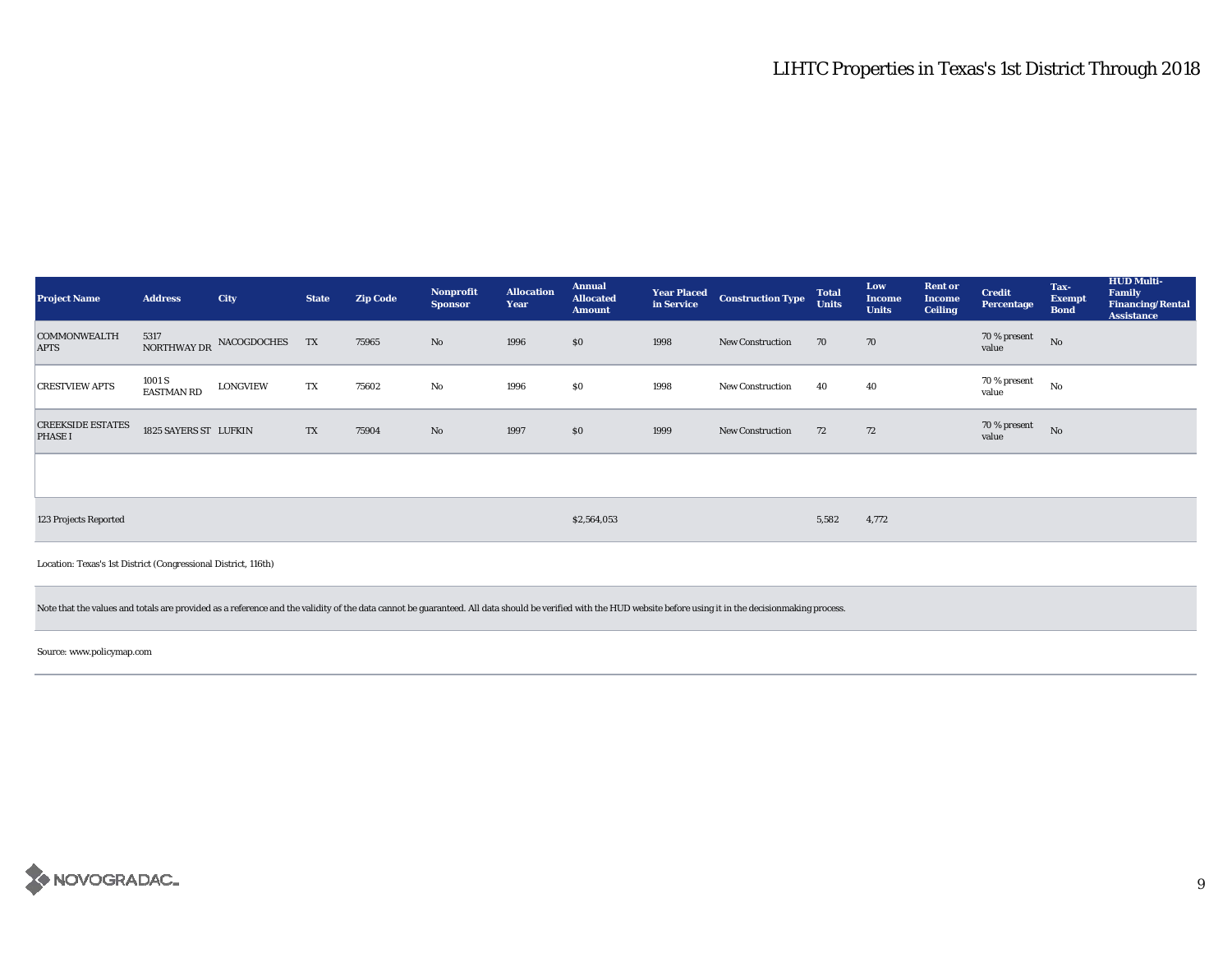# LIHTC Properties in Texas's 1st District Through 2018

| Project Name | Address | City | State | Zip Code | Nonprofit Sponsor | Allocation Year | Annual Allocated Amount | Year Placed in Service | Construction Type | Total Units | Low Income Units | Rent or Income Ceiling | Credit Percentage | Tax-Exempt Bond | HUD Multi-Family Financing/Rental Assistance |
|---|---|---|---|---|---|---|---|---|---|---|---|---|---|---|---|
| COMMONWEALTH APTS | 5317 NORTHWAY DR | NACOGDOCHES | TX | 75965 | No | 1996 | $0 | 1998 | New Construction | 70 | 70 | | 70 % present value | No | |
| CRESTVIEW APTS | 1001 S EASTMAN RD | LONGVIEW | TX | 75602 | No | 1996 | $0 | 1998 | New Construction | 40 | 40 | | 70 % present value | No | |
| CREEKSIDE ESTATES PHASE I | 1825 SAYERS ST | LUFKIN | TX | 75904 | No | 1997 | $0 | 1999 | New Construction | 72 | 72 | | 70 % present value | No | |
| | | | | | | | | | | | | | | | |
| 123 Projects Reported | | | | | | | $2,564,053 | | | 5,582 | 4,772 | | | | |

Location: Texas's 1st District (Congressional District, 116th)

Note that the values and totals are provided as a reference and the validity of the data cannot be guaranteed. All data should be verified with the HUD website before using it in the decisionmaking process.

Source: www.policymap.com